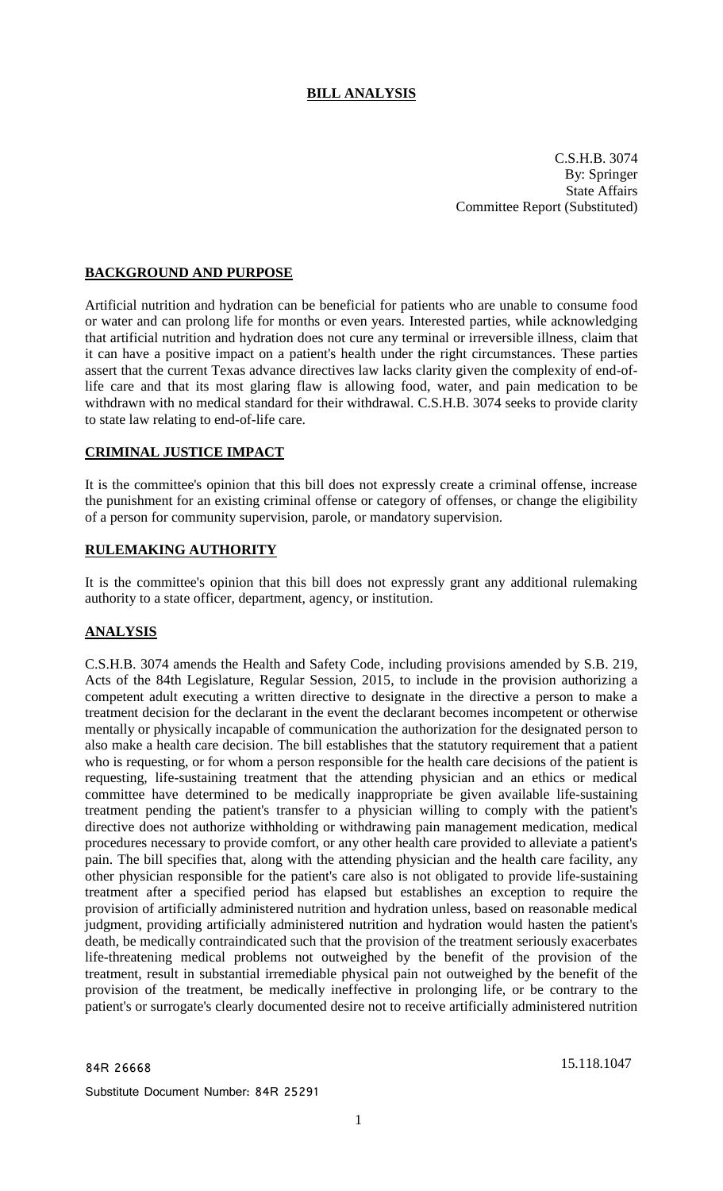# BILL ANALYSIS

C.S.H.B. 3074
By: Springer
State Affairs
Committee Report (Substituted)

## BACKGROUND AND PURPOSE

Artificial nutrition and hydration can be beneficial for patients who are unable to consume food or water and can prolong life for months or even years. Interested parties, while acknowledging that artificial nutrition and hydration does not cure any terminal or irreversible illness, claim that it can have a positive impact on a patient's health under the right circumstances. These parties assert that the current Texas advance directives law lacks clarity given the complexity of end-of-life care and that its most glaring flaw is allowing food, water, and pain medication to be withdrawn with no medical standard for their withdrawal. C.S.H.B. 3074 seeks to provide clarity to state law relating to end-of-life care.

## CRIMINAL JUSTICE IMPACT

It is the committee's opinion that this bill does not expressly create a criminal offense, increase the punishment for an existing criminal offense or category of offenses, or change the eligibility of a person for community supervision, parole, or mandatory supervision.

## RULEMAKING AUTHORITY

It is the committee's opinion that this bill does not expressly grant any additional rulemaking authority to a state officer, department, agency, or institution.

## ANALYSIS

C.S.H.B. 3074 amends the Health and Safety Code, including provisions amended by S.B. 219, Acts of the 84th Legislature, Regular Session, 2015, to include in the provision authorizing a competent adult executing a written directive to designate in the directive a person to make a treatment decision for the declarant in the event the declarant becomes incompetent or otherwise mentally or physically incapable of communication the authorization for the designated person to also make a health care decision. The bill establishes that the statutory requirement that a patient who is requesting, or for whom a person responsible for the health care decisions of the patient is requesting, life-sustaining treatment that the attending physician and an ethics or medical committee have determined to be medically inappropriate be given available life-sustaining treatment pending the patient's transfer to a physician willing to comply with the patient's directive does not authorize withholding or withdrawing pain management medication, medical procedures necessary to provide comfort, or any other health care provided to alleviate a patient's pain. The bill specifies that, along with the attending physician and the health care facility, any other physician responsible for the patient's care also is not obligated to provide life-sustaining treatment after a specified period has elapsed but establishes an exception to require the provision of artificially administered nutrition and hydration unless, based on reasonable medical judgment, providing artificially administered nutrition and hydration would hasten the patient's death, be medically contraindicated such that the provision of the treatment seriously exacerbates life-threatening medical problems not outweighed by the benefit of the provision of the treatment, result in substantial irremediable physical pain not outweighed by the benefit of the provision of the treatment, be medically ineffective in prolonging life, or be contrary to the patient's or surrogate's clearly documented desire not to receive artificially administered nutrition

84R 26668

Substitute Document Number: 84R 25291

15.118.1047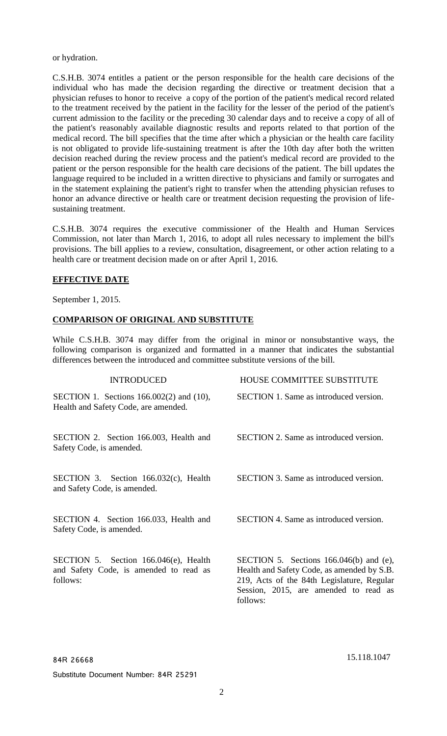or hydration.

C.S.H.B. 3074 entitles a patient or the person responsible for the health care decisions of the individual who has made the decision regarding the directive or treatment decision that a physician refuses to honor to receive a copy of the portion of the patient's medical record related to the treatment received by the patient in the facility for the lesser of the period of the patient's current admission to the facility or the preceding 30 calendar days and to receive a copy of all of the patient's reasonably available diagnostic results and reports related to that portion of the medical record. The bill specifies that the time after which a physician or the health care facility is not obligated to provide life-sustaining treatment is after the 10th day after both the written decision reached during the review process and the patient's medical record are provided to the patient or the person responsible for the health care decisions of the patient. The bill updates the language required to be included in a written directive to physicians and family or surrogates and in the statement explaining the patient's right to transfer when the attending physician refuses to honor an advance directive or health care or treatment decision requesting the provision of life-sustaining treatment.

C.S.H.B. 3074 requires the executive commissioner of the Health and Human Services Commission, not later than March 1, 2016, to adopt all rules necessary to implement the bill's provisions. The bill applies to a review, consultation, disagreement, or other action relating to a health care or treatment decision made on or after April 1, 2016.

## EFFECTIVE DATE

September 1, 2015.

## COMPARISON OF ORIGINAL AND SUBSTITUTE

While C.S.H.B. 3074 may differ from the original in minor or nonsubstantive ways, the following comparison is organized and formatted in a manner that indicates the substantial differences between the introduced and committee substitute versions of the bill.

| INTRODUCED | HOUSE COMMITTEE SUBSTITUTE |
|---|---|
| SECTION 1. Sections 166.002(2) and (10), Health and Safety Code, are amended. | SECTION 1. Same as introduced version. |
| SECTION 2. Section 166.003, Health and Safety Code, is amended. | SECTION 2. Same as introduced version. |
| SECTION 3. Section 166.032(c), Health and Safety Code, is amended. | SECTION 3. Same as introduced version. |
| SECTION 4. Section 166.033, Health and Safety Code, is amended. | SECTION 4. Same as introduced version. |
| SECTION 5. Section 166.046(e), Health and Safety Code, is amended to read as follows: | SECTION 5. Sections 166.046(b) and (e), Health and Safety Code, as amended by S.B. 219, Acts of the 84th Legislature, Regular Session, 2015, are amended to read as follows: |

84R 26668

Substitute Document Number: 84R 25291

15.118.1047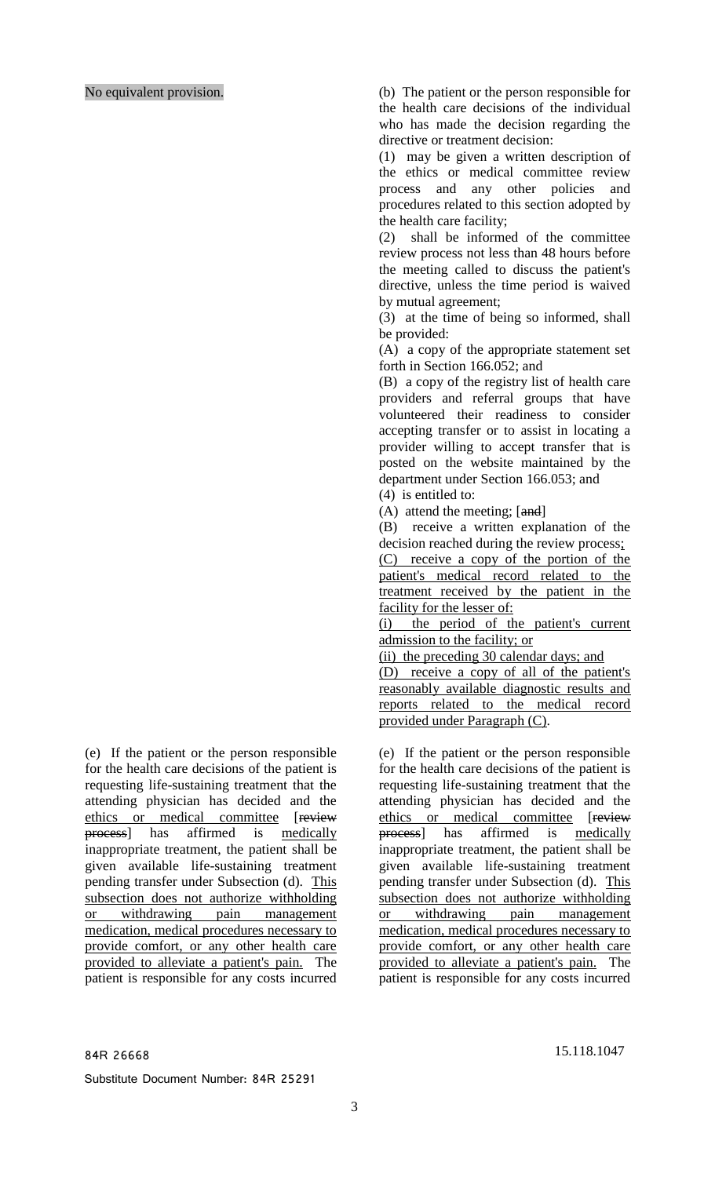| | |
|---|---|
| No equivalent provision. | (b) The patient or the person responsible for the health care decisions of the individual who has made the decision regarding the directive or treatment decision:<br>(1) may be given a written description of the ethics or medical committee review process and any other policies and procedures related to this section adopted by the health care facility;<br>(2) shall be informed of the committee review process not less than 48 hours before the meeting called to discuss the patient's directive, unless the time period is waived by mutual agreement;<br>(3) at the time of being so informed, shall be provided:<br>(A) a copy of the appropriate statement set forth in Section 166.052; and<br>(B) a copy of the registry list of health care providers and referral groups that have volunteered their readiness to consider accepting transfer or to assist in locating a provider willing to accept transfer that is posted on the website maintained by the department under Section 166.053; and<br>(4) is entitled to:<br>(A) attend the meeting; [~~and~~]<br>(B) receive a written explanation of the decision reached during the review process;<br>(C) receive a copy of the portion of the patient's medical record related to the treatment received by the patient in the facility for the lesser of:<br>(i) the period of the patient's current admission to the facility; or<br>(ii) the preceding 30 calendar days; and<br>(D) receive a copy of all of the patient's reasonably available diagnostic results and reports related to the medical record provided under Paragraph (C). |
| (e) If the patient or the person responsible for the health care decisions of the patient is requesting life-sustaining treatment that the attending physician has decided and the ethics or medical committee [~~review process~~] has affirmed is medically inappropriate treatment, the patient shall be given available life-sustaining treatment pending transfer under Subsection (d). This subsection does not authorize withholding or withdrawing pain management medication, medical procedures necessary to provide comfort, or any other health care provided to alleviate a patient's pain. The patient is responsible for any costs incurred | (e) If the patient or the person responsible for the health care decisions of the patient is requesting life-sustaining treatment that the attending physician has decided and the ethics or medical committee [~~review process~~] has affirmed is medically inappropriate treatment, the patient shall be given available life-sustaining treatment pending transfer under Subsection (d). This subsection does not authorize withholding or withdrawing pain management medication, medical procedures necessary to provide comfort, or any other health care provided to alleviate a patient's pain. The patient is responsible for any costs incurred |

84R 26668

15.118.1047

Substitute Document Number: 84R 25291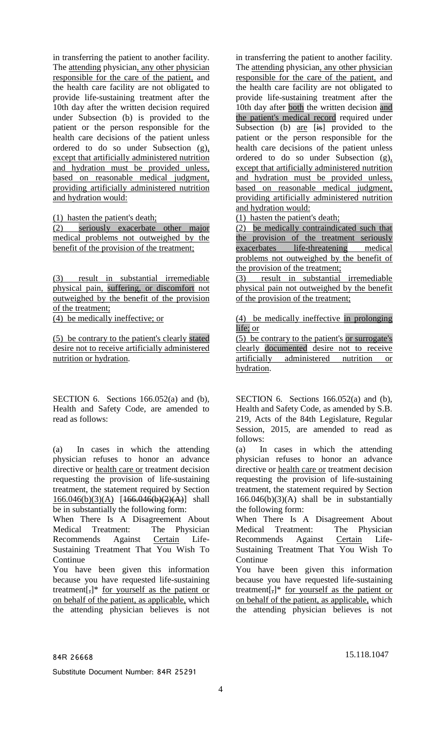in transferring the patient to another facility. The attending physician, any other physician responsible for the care of the patient, and the health care facility are not obligated to provide life-sustaining treatment after the 10th day after the written decision required under Subsection (b) is provided to the patient or the person responsible for the health care decisions of the patient unless ordered to do so under Subsection (g), except that artificially administered nutrition and hydration must be provided unless, based on reasonable medical judgment, providing artificially administered nutrition and hydration would:

(1) hasten the patient's death;

(2) seriously exacerbate other major medical problems not outweighed by the benefit of the provision of the treatment;

(3) result in substantial irremediable physical pain, suffering, or discomfort not outweighed by the benefit of the provision of the treatment;

(4) be medically ineffective; or

(5) be contrary to the patient's clearly stated desire not to receive artificially administered nutrition or hydration.

SECTION 6. Sections 166.052(a) and (b), Health and Safety Code, are amended to read as follows:

(a) In cases in which the attending physician refuses to honor an advance directive or health care or treatment decision requesting the provision of life-sustaining treatment, the statement required by Section 166.046(b)(3)(A) [166.046(b)(2)(A)] shall be in substantially the following form:

When There Is A Disagreement About Medical Treatment: The Physician Recommends Against Certain Life-Sustaining Treatment That You Wish To Continue

You have been given this information because you have requested life-sustaining treatment[,]* for yourself as the patient or on behalf of the patient, as applicable, which the attending physician believes is not

---

in transferring the patient to another facility. The attending physician, any other physician responsible for the care of the patient, and the health care facility are not obligated to provide life-sustaining treatment after the 10th day after both the written decision and the patient's medical record required under Subsection (b) are [is] provided to the patient or the person responsible for the health care decisions of the patient unless ordered to do so under Subsection (g), except that artificially administered nutrition and hydration must be provided unless, based on reasonable medical judgment, providing artificially administered nutrition and hydration would:

(1) hasten the patient's death;

(2) be medically contraindicated such that the provision of the treatment seriously exacerbates life-threatening medical problems not outweighed by the benefit of the provision of the treatment;

(3) result in substantial irremediable physical pain not outweighed by the benefit of the provision of the treatment;

(4) be medically ineffective in prolonging life; or

(5) be contrary to the patient's or surrogate's clearly documented desire not to receive artificially administered nutrition or hydration.

SECTION 6. Sections 166.052(a) and (b), Health and Safety Code, as amended by S.B. 219, Acts of the 84th Legislature, Regular Session, 2015, are amended to read as follows:

(a) In cases in which the attending physician refuses to honor an advance directive or health care or treatment decision requesting the provision of life-sustaining treatment, the statement required by Section 166.046(b)(3)(A) shall be in substantially the following form:

When There Is A Disagreement About Medical Treatment: The Physician Recommends Against Certain Life-Sustaining Treatment That You Wish To Continue

You have been given this information because you have requested life-sustaining treatment[,]* for yourself as the patient or on behalf of the patient, as applicable, which the attending physician believes is not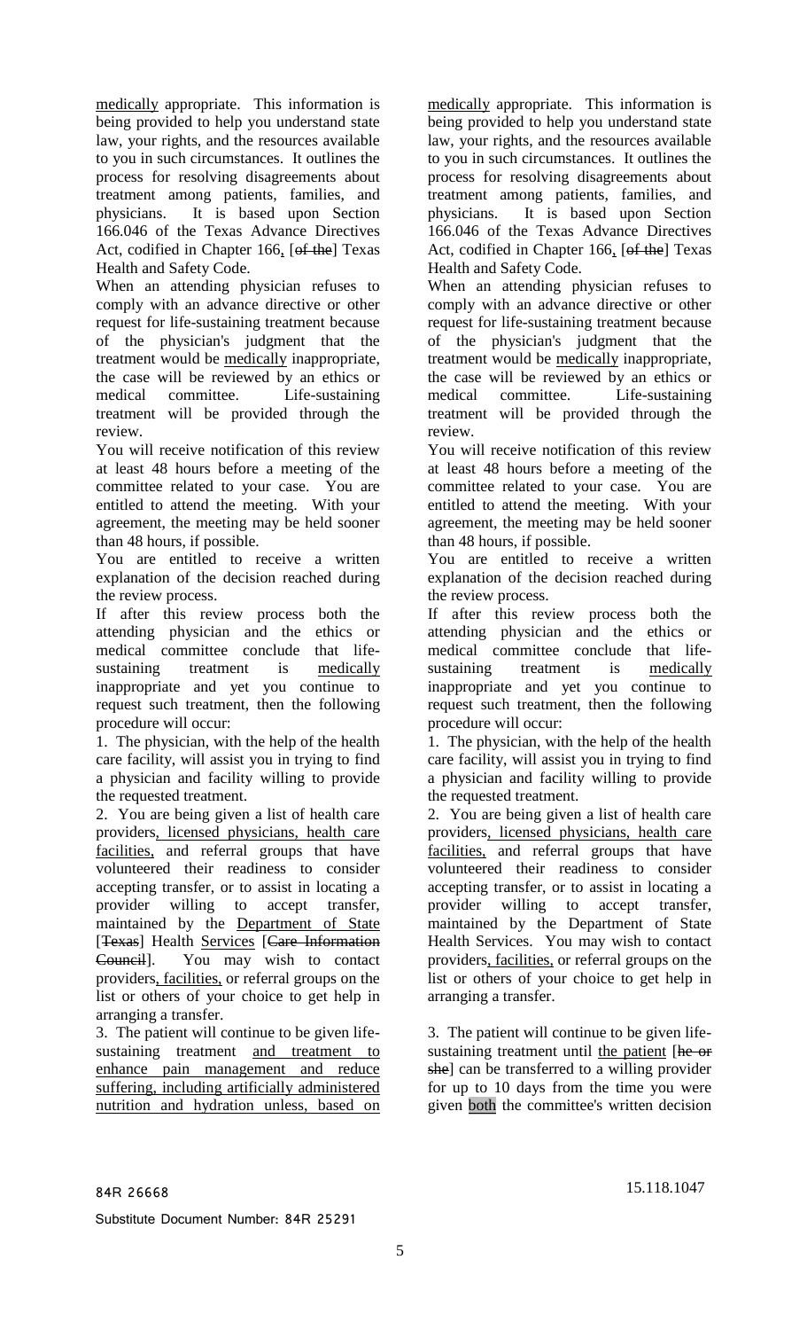medically appropriate. This information is being provided to help you understand state law, your rights, and the resources available to you in such circumstances. It outlines the process for resolving disagreements about treatment among patients, families, and physicians. It is based upon Section 166.046 of the Texas Advance Directives Act, codified in Chapter 166, [of the] Texas Health and Safety Code.

When an attending physician refuses to comply with an advance directive or other request for life-sustaining treatment because of the physician's judgment that the treatment would be medically inappropriate, the case will be reviewed by an ethics or medical committee. Life-sustaining treatment will be provided through the review.

You will receive notification of this review at least 48 hours before a meeting of the committee related to your case. You are entitled to attend the meeting. With your agreement, the meeting may be held sooner than 48 hours, if possible.

You are entitled to receive a written explanation of the decision reached during the review process.

If after this review process both the attending physician and the ethics or medical committee conclude that life-sustaining treatment is medically inappropriate and yet you continue to request such treatment, then the following procedure will occur:

1. The physician, with the help of the health care facility, will assist you in trying to find a physician and facility willing to provide the requested treatment.

2. You are being given a list of health care providers, licensed physicians, health care facilities, and referral groups that have volunteered their readiness to consider accepting transfer, or to assist in locating a provider willing to accept transfer, maintained by the Department of State [Texas] Health Services [Care Information Council]. You may wish to contact providers, facilities, or referral groups on the list or others of your choice to get help in arranging a transfer.

3. The patient will continue to be given life-sustaining treatment and treatment to enhance pain management and reduce suffering, including artificially administered nutrition and hydration unless, based on

medically appropriate. This information is being provided to help you understand state law, your rights, and the resources available to you in such circumstances. It outlines the process for resolving disagreements about treatment among patients, families, and physicians. It is based upon Section 166.046 of the Texas Advance Directives Act, codified in Chapter 166, [of the] Texas Health and Safety Code.

When an attending physician refuses to comply with an advance directive or other request for life-sustaining treatment because of the physician's judgment that the treatment would be medically inappropriate, the case will be reviewed by an ethics or medical committee. Life-sustaining treatment will be provided through the review.

You will receive notification of this review at least 48 hours before a meeting of the committee related to your case. You are entitled to attend the meeting. With your agreement, the meeting may be held sooner than 48 hours, if possible.

You are entitled to receive a written explanation of the decision reached during the review process.

If after this review process both the attending physician and the ethics or medical committee conclude that life-sustaining treatment is medically inappropriate and yet you continue to request such treatment, then the following procedure will occur:

1. The physician, with the help of the health care facility, will assist you in trying to find a physician and facility willing to provide the requested treatment.

2. You are being given a list of health care providers, licensed physicians, health care facilities, and referral groups that have volunteered their readiness to consider accepting transfer, or to assist in locating a provider willing to accept transfer, maintained by the Department of State Health Services. You may wish to contact providers, facilities, or referral groups on the list or others of your choice to get help in arranging a transfer.

3. The patient will continue to be given life-sustaining treatment until the patient [he or she] can be transferred to a willing provider for up to 10 days from the time you were given both the committee's written decision

84R 26668

Substitute Document Number: 84R 25291

15.118.1047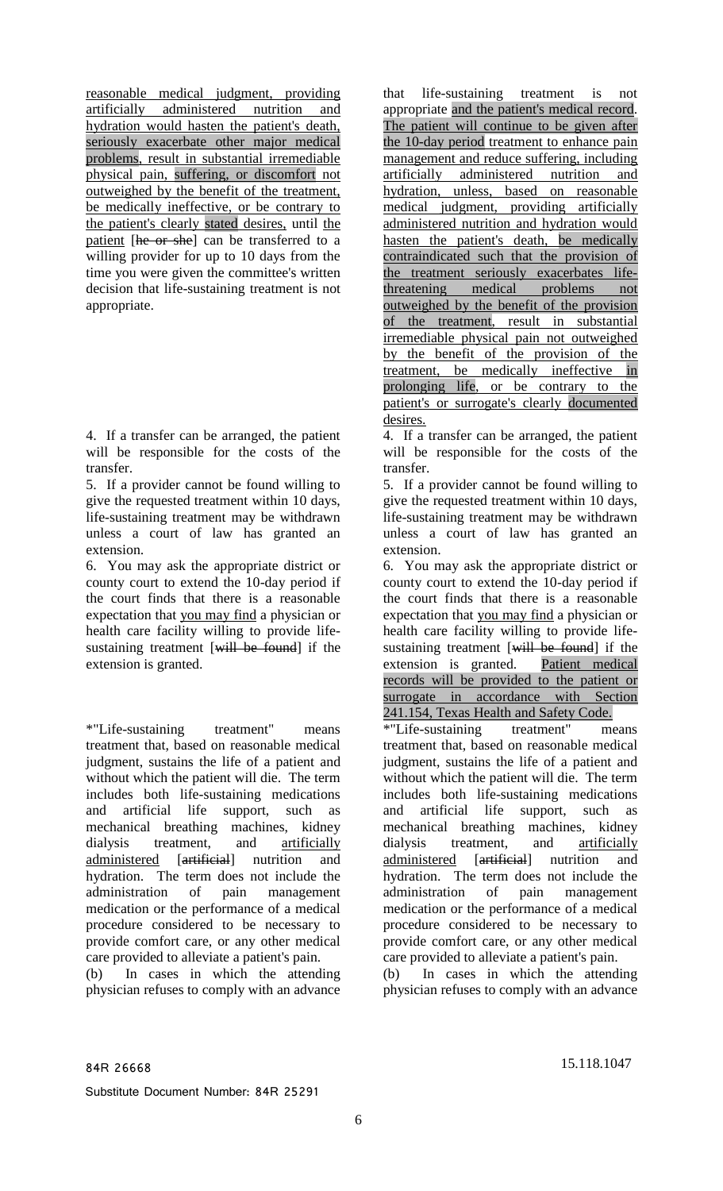| | |
|---|---|
| reasonable medical judgment, providing artificially administered nutrition and hydration would hasten the patient's death, seriously exacerbate other major medical problems, result in substantial irremediable physical pain, suffering, or discomfort not outweighed by the benefit of the treatment, be medically ineffective, or be contrary to the patient's clearly stated desires, until the patient [he or she] can be transferred to a willing provider for up to 10 days from the time you were given the committee's written decision that life-sustaining treatment is not appropriate. | that life-sustaining treatment is not appropriate and the patient's medical record. The patient will continue to be given after the 10-day period treatment to enhance pain management and reduce suffering, including artificially administered nutrition and hydration, unless, based on reasonable medical judgment, providing artificially administered nutrition and hydration would hasten the patient's death, be medically contraindicated such that the provision of the treatment seriously exacerbates life-threatening medical problems not outweighed by the benefit of the provision of the treatment, result in substantial irremediable physical pain not outweighed by the benefit of the provision of the treatment, be medically ineffective in prolonging life, or be contrary to the patient's or surrogate's clearly documented desires. |
| 4. If a transfer can be arranged, the patient will be responsible for the costs of the transfer. | 4. If a transfer can be arranged, the patient will be responsible for the costs of the transfer. |
| 5. If a provider cannot be found willing to give the requested treatment within 10 days, life-sustaining treatment may be withdrawn unless a court of law has granted an extension. | 5. If a provider cannot be found willing to give the requested treatment within 10 days, life-sustaining treatment may be withdrawn unless a court of law has granted an extension. |
| 6. You may ask the appropriate district or county court to extend the 10-day period if the court finds that there is a reasonable expectation that you may find a physician or health care facility willing to provide life-sustaining treatment [will be found] if the extension is granted. | 6. You may ask the appropriate district or county court to extend the 10-day period if the court finds that there is a reasonable expectation that you may find a physician or health care facility willing to provide life-sustaining treatment [will be found] if the extension is granted. Patient medical records will be provided to the patient or surrogate in accordance with Section 241.154, Texas Health and Safety Code. |
| *"Life-sustaining treatment" means treatment that, based on reasonable medical judgment, sustains the life of a patient and without which the patient will die. The term includes both life-sustaining medications and artificial life support, such as mechanical breathing machines, kidney dialysis treatment, and artificially administered [artificial] nutrition and hydration. The term does not include the administration of pain management medication or the performance of a medical procedure considered to be necessary to provide comfort care, or any other medical care provided to alleviate a patient's pain. | *"Life-sustaining treatment" means treatment that, based on reasonable medical judgment, sustains the life of a patient and without which the patient will die. The term includes both life-sustaining medications and artificial life support, such as mechanical breathing machines, kidney dialysis treatment, and artificially administered [artificial] nutrition and hydration. The term does not include the administration of pain management medication or the performance of a medical procedure considered to be necessary to provide comfort care, or any other medical care provided to alleviate a patient's pain. |
| (b) In cases in which the attending physician refuses to comply with an advance | (b) In cases in which the attending physician refuses to comply with an advance |

84R 26668

15.118.1047

Substitute Document Number: 84R 25291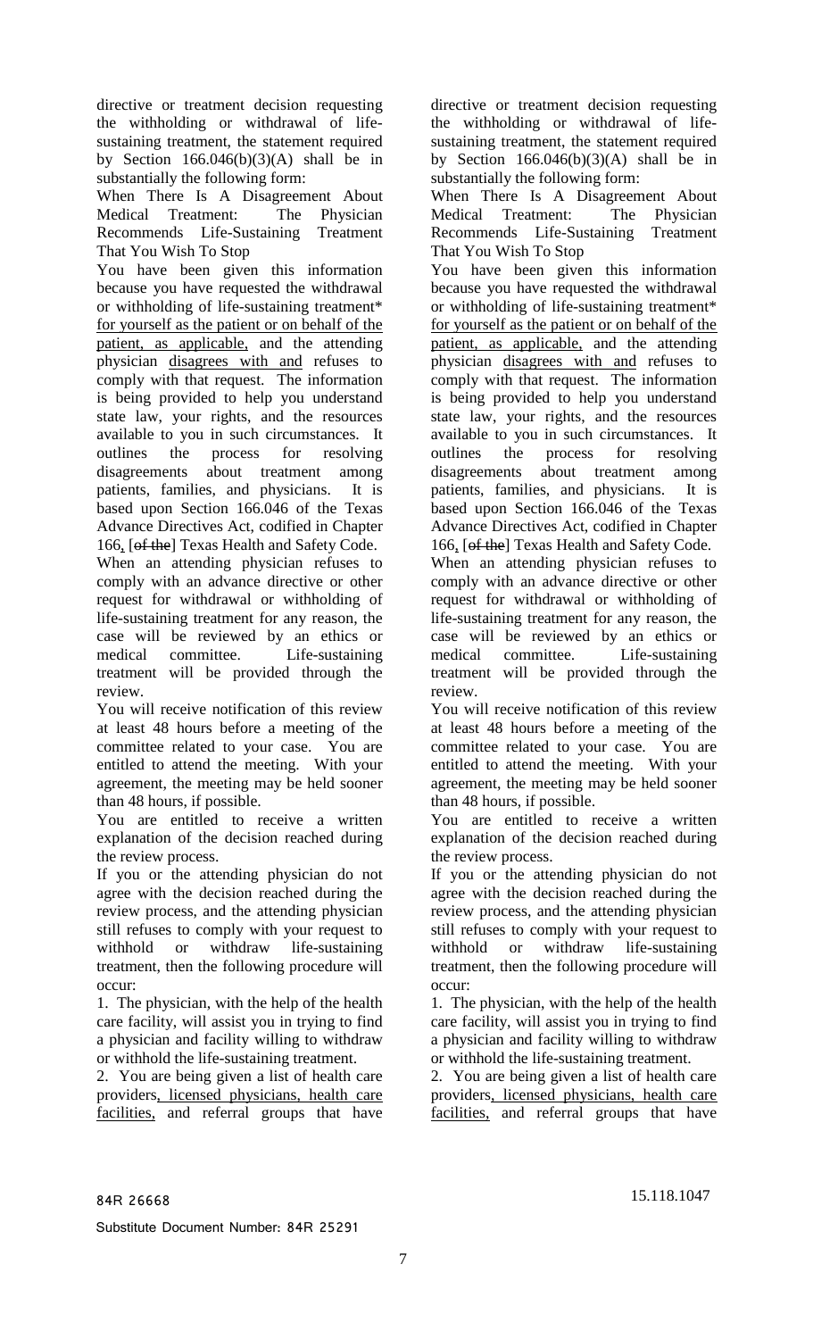directive or treatment decision requesting the withholding or withdrawal of life-sustaining treatment, the statement required by Section 166.046(b)(3)(A) shall be in substantially the following form:

When There Is A Disagreement About Medical Treatment: The Physician Recommends Life-Sustaining Treatment That You Wish To Stop

You have been given this information because you have requested the withdrawal or withholding of life-sustaining treatment* <u>for yourself as the patient or on behalf of the patient, as applicable,</u> and the attending physician <u>disagrees with and</u> refuses to comply with that request. The information is being provided to help you understand state law, your rights, and the resources available to you in such circumstances. It outlines the process for resolving disagreements about treatment among patients, families, and physicians. It is based upon Section 166.046 of the Texas Advance Directives Act, codified in Chapter 166<u>,</u> [~~of the~~] Texas Health and Safety Code.

When an attending physician refuses to comply with an advance directive or other request for withdrawal or withholding of life-sustaining treatment for any reason, the case will be reviewed by an ethics or medical committee. Life-sustaining treatment will be provided through the review.

You will receive notification of this review at least 48 hours before a meeting of the committee related to your case. You are entitled to attend the meeting. With your agreement, the meeting may be held sooner than 48 hours, if possible.

You are entitled to receive a written explanation of the decision reached during the review process.

If you or the attending physician do not agree with the decision reached during the review process, and the attending physician still refuses to comply with your request to withhold or withdraw life-sustaining treatment, then the following procedure will occur:

1. The physician, with the help of the health care facility, will assist you in trying to find a physician and facility willing to withdraw or withhold the life-sustaining treatment.

2. You are being given a list of health care providers<u>, licensed physicians, health care facilities,</u> and referral groups that have

directive or treatment decision requesting the withholding or withdrawal of life-sustaining treatment, the statement required by Section 166.046(b)(3)(A) shall be in substantially the following form:

When There Is A Disagreement About Medical Treatment: The Physician Recommends Life-Sustaining Treatment That You Wish To Stop

You have been given this information because you have requested the withdrawal or withholding of life-sustaining treatment* <u>for yourself as the patient or on behalf of the patient, as applicable,</u> and the attending physician <u>disagrees with and</u> refuses to comply with that request. The information is being provided to help you understand state law, your rights, and the resources available to you in such circumstances. It outlines the process for resolving disagreements about treatment among patients, families, and physicians. It is based upon Section 166.046 of the Texas Advance Directives Act, codified in Chapter 166<u>,</u> [~~of the~~] Texas Health and Safety Code.

When an attending physician refuses to comply with an advance directive or other request for withdrawal or withholding of life-sustaining treatment for any reason, the case will be reviewed by an ethics or medical committee. Life-sustaining treatment will be provided through the review.

You will receive notification of this review at least 48 hours before a meeting of the committee related to your case. You are entitled to attend the meeting. With your agreement, the meeting may be held sooner than 48 hours, if possible.

You are entitled to receive a written explanation of the decision reached during the review process.

If you or the attending physician do not agree with the decision reached during the review process, and the attending physician still refuses to comply with your request to withhold or withdraw life-sustaining treatment, then the following procedure will occur:

1. The physician, with the help of the health care facility, will assist you in trying to find a physician and facility willing to withdraw or withhold the life-sustaining treatment.

2. You are being given a list of health care providers<u>, licensed physicians, health care facilities,</u> and referral groups that have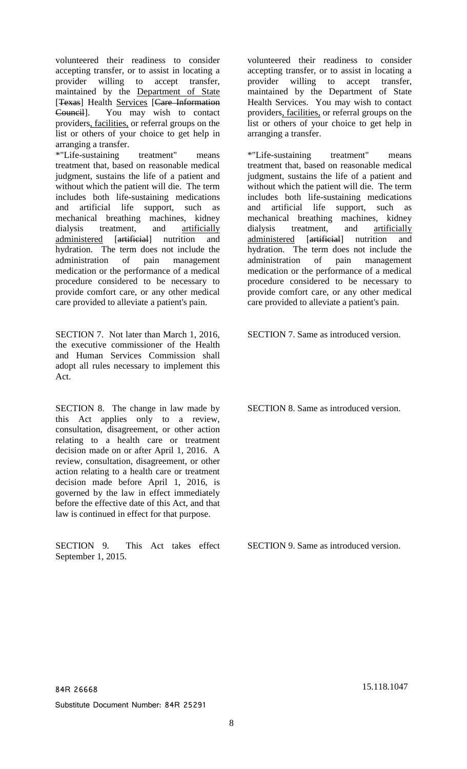| | |
|---|---|
| volunteered their readiness to consider accepting transfer, or to assist in locating a provider willing to accept transfer, maintained by the Department of State [Texas] Health Services [Care Information Council]. You may wish to contact providers, facilities, or referral groups on the list or others of your choice to get help in arranging a transfer. | volunteered their readiness to consider accepting transfer, or to assist in locating a provider willing to accept transfer, maintained by the Department of State Health Services. You may wish to contact providers, facilities, or referral groups on the list or others of your choice to get help in arranging a transfer. |
| *"Life-sustaining treatment" means treatment that, based on reasonable medical judgment, sustains the life of a patient and without which the patient will die. The term includes both life-sustaining medications and artificial life support, such as mechanical breathing machines, kidney dialysis treatment, and artificially administered [artificial] nutrition and hydration. The term does not include the administration of pain management medication or the performance of a medical procedure considered to be necessary to provide comfort care, or any other medical care provided to alleviate a patient's pain. | *"Life-sustaining treatment" means treatment that, based on reasonable medical judgment, sustains the life of a patient and without which the patient will die. The term includes both life-sustaining medications and artificial life support, such as mechanical breathing machines, kidney dialysis treatment, and artificially administered [artificial] nutrition and hydration. The term does not include the administration of pain management medication or the performance of a medical procedure considered to be necessary to provide comfort care, or any other medical care provided to alleviate a patient's pain. |
| SECTION 7. Not later than March 1, 2016, the executive commissioner of the Health and Human Services Commission shall adopt all rules necessary to implement this Act. | SECTION 7. Same as introduced version. |
| SECTION 8. The change in law made by this Act applies only to a review, consultation, disagreement, or other action relating to a health care or treatment decision made on or after April 1, 2016. A review, consultation, disagreement, or other action relating to a health care or treatment decision made before April 1, 2016, is governed by the law in effect immediately before the effective date of this Act, and that law is continued in effect for that purpose. | SECTION 8. Same as introduced version. |
| SECTION 9. This Act takes effect September 1, 2015. | SECTION 9. Same as introduced version. |

84R 26668

15.118.1047

Substitute Document Number: 84R 25291